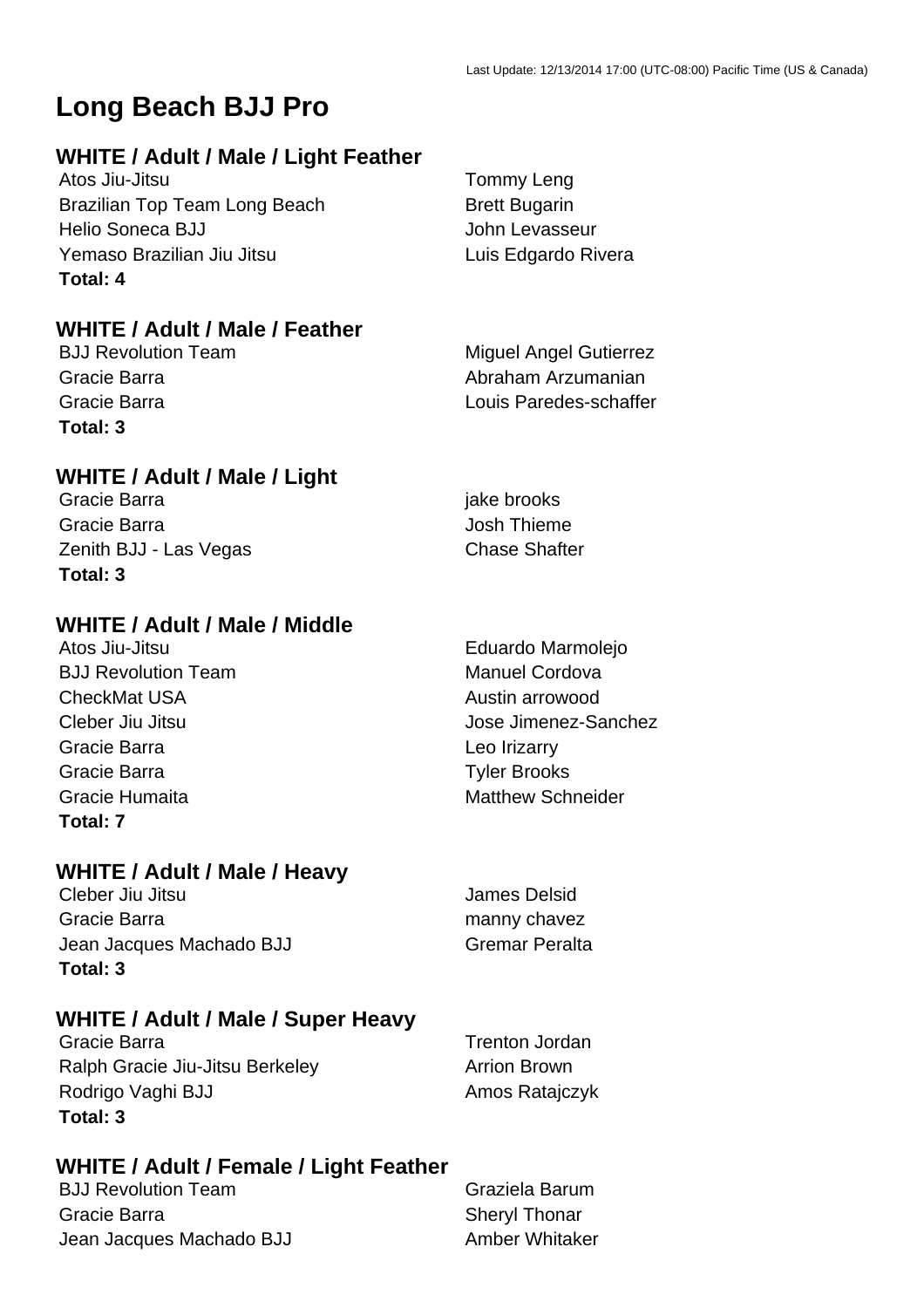Last Update: 12/13/2014 17:00 (UTC-08:00) Pacific Time (US & Canada)

# Long Beach BJJ Pro

## WHITE / Adult / Male / Light Feather

| | |
|---|---|
| Atos Jiu-Jitsu | Tommy Leng |
| Brazilian Top Team Long Beach | Brett Bugarin |
| Helio Soneca BJJ | John Levasseur |
| Yemaso Brazilian Jiu Jitsu | Luis Edgardo Rivera |

**Total: 4**

## WHITE / Adult / Male / Feather

| | |
|---|---|
| BJJ Revolution Team | Miguel Angel Gutierrez |
| Gracie Barra | Abraham Arzumanian |
| Gracie Barra | Louis Paredes-schaffer |

**Total: 3**

## WHITE / Adult / Male / Light

| | |
|---|---|
| Gracie Barra | jake brooks |
| Gracie Barra | Josh Thieme |
| Zenith BJJ - Las Vegas | Chase Shafter |

**Total: 3**

## WHITE / Adult / Male / Middle

| | |
|---|---|
| Atos Jiu-Jitsu | Eduardo Marmolejo |
| BJJ Revolution Team | Manuel Cordova |
| CheckMat USA | Austin arrowood |
| Cleber Jiu Jitsu | Jose Jimenez-Sanchez |
| Gracie Barra | Leo Irizarry |
| Gracie Barra | Tyler Brooks |
| Gracie Humaita | Matthew Schneider |

**Total: 7**

## WHITE / Adult / Male / Heavy

| | |
|---|---|
| Cleber Jiu Jitsu | James Delsid |
| Gracie Barra | manny chavez |
| Jean Jacques Machado BJJ | Gremar Peralta |

**Total: 3**

## WHITE / Adult / Male / Super Heavy

| | |
|---|---|
| Gracie Barra | Trenton Jordan |
| Ralph Gracie Jiu-Jitsu Berkeley | Arrion Brown |
| Rodrigo Vaghi BJJ | Amos Ratajczyk |

**Total: 3**

## WHITE / Adult / Female / Light Feather

| | |
|---|---|
| BJJ Revolution Team | Graziela Barum |
| Gracie Barra | Sheryl Thonar |
| Jean Jacques Machado BJJ | Amber Whitaker |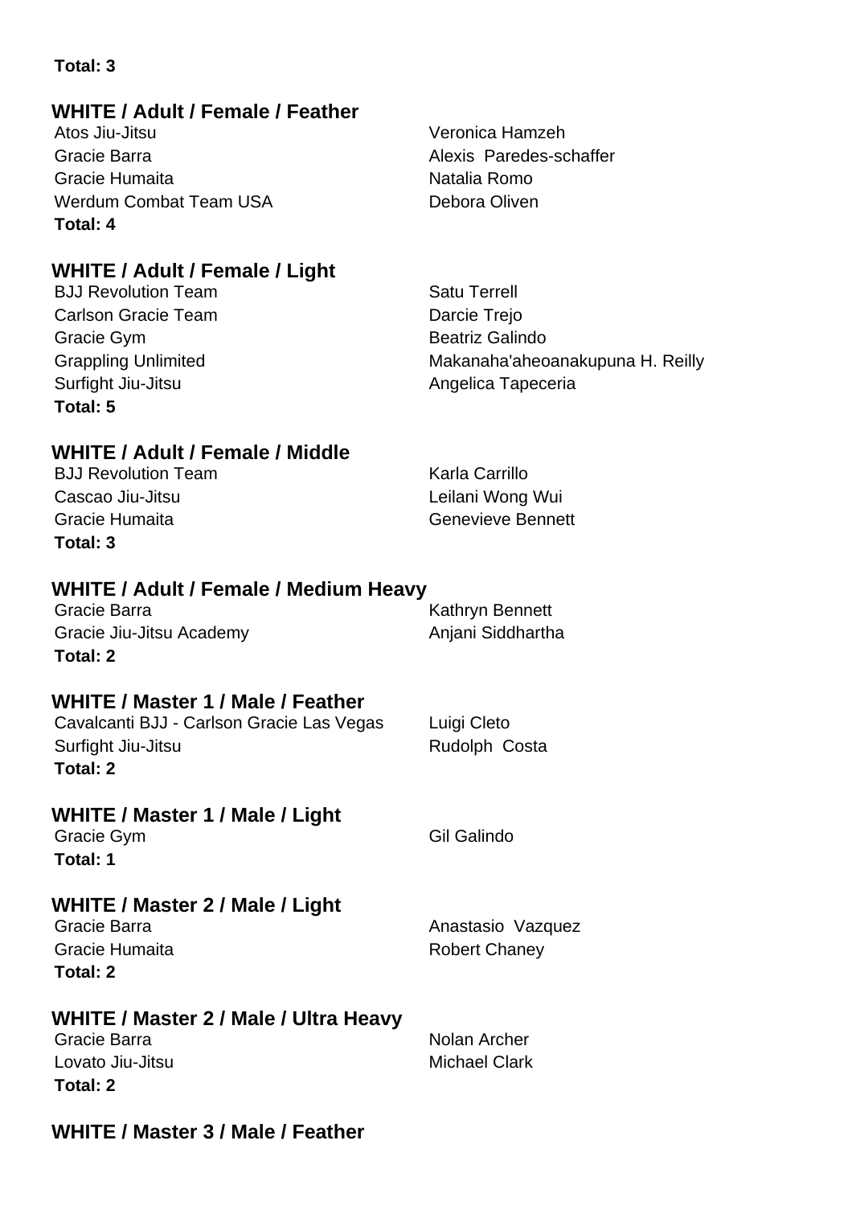**Total: 3**

## WHITE / Adult / Female / Feather

| | |
|---|---|
| Atos Jiu-Jitsu | Veronica Hamzeh |
| Gracie Barra | Alexis Paredes-schaffer |
| Gracie Humaita | Natalia Romo |
| Werdum Combat Team USA | Debora Oliven |

**Total: 4**

## WHITE / Adult / Female / Light

| | |
|---|---|
| BJJ Revolution Team | Satu Terrell |
| Carlson Gracie Team | Darcie Trejo |
| Gracie Gym | Beatriz Galindo |
| Grappling Unlimited | Makanaha'aheoanakupuna H. Reilly |
| Surfight Jiu-Jitsu | Angelica Tapeceria |

**Total: 5**

## WHITE / Adult / Female / Middle

| | |
|---|---|
| BJJ Revolution Team | Karla Carrillo |
| Cascao Jiu-Jitsu | Leilani Wong Wui |
| Gracie Humaita | Genevieve Bennett |

**Total: 3**

## WHITE / Adult / Female / Medium Heavy

| | |
|---|---|
| Gracie Barra | Kathryn Bennett |
| Gracie Jiu-Jitsu Academy | Anjani Siddhartha |

**Total: 2**

## WHITE / Master 1 / Male / Feather

| | |
|---|---|
| Cavalcanti BJJ - Carlson Gracie Las Vegas | Luigi Cleto |
| Surfight Jiu-Jitsu | Rudolph Costa |

**Total: 2**

## WHITE / Master 1 / Male / Light

| | |
|---|---|
| Gracie Gym | Gil Galindo |

**Total: 1**

## WHITE / Master 2 / Male / Light

| | |
|---|---|
| Gracie Barra | Anastasio Vazquez |
| Gracie Humaita | Robert Chaney |

**Total: 2**

## WHITE / Master 2 / Male / Ultra Heavy

| | |
|---|---|
| Gracie Barra | Nolan Archer |
| Lovato Jiu-Jitsu | Michael Clark |

**Total: 2**

## WHITE / Master 3 / Male / Feather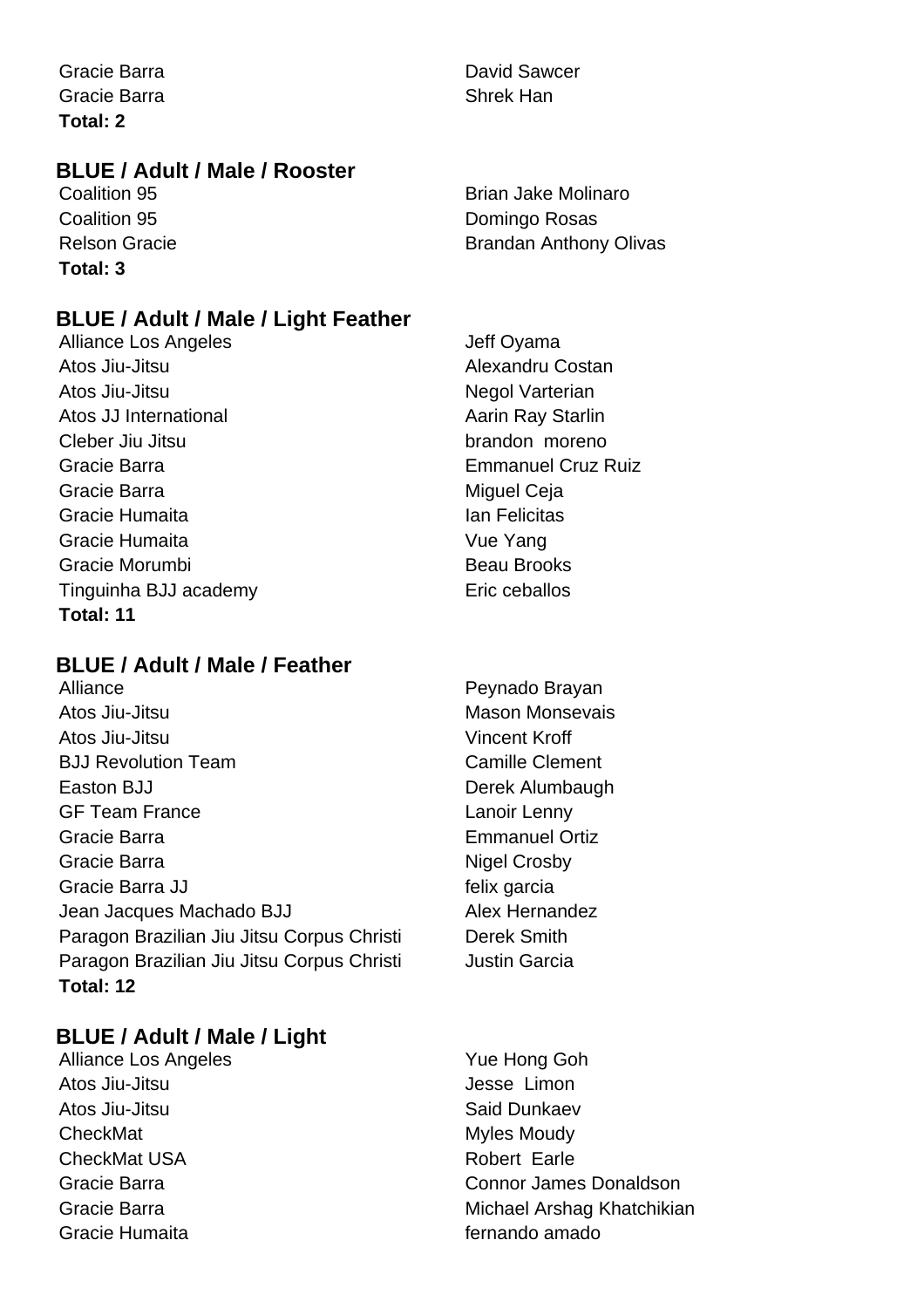| | |
|---|---|
| Gracie Barra | David Sawcer |
| Gracie Barra | Shrek Han |

**Total: 2**

## BLUE / Adult / Male / Rooster

| | |
|---|---|
| Coalition 95 | Brian Jake Molinaro |
| Coalition 95 | Domingo Rosas |
| Relson Gracie | Brandan Anthony Olivas |

**Total: 3**

## BLUE / Adult / Male / Light Feather

| | |
|---|---|
| Alliance Los Angeles | Jeff Oyama |
| Atos Jiu-Jitsu | Alexandru Costan |
| Atos Jiu-Jitsu | Negol Varterian |
| Atos JJ International | Aarin Ray Starlin |
| Cleber Jiu Jitsu | brandon  moreno |
| Gracie Barra | Emmanuel Cruz Ruiz |
| Gracie Barra | Miguel Ceja |
| Gracie Humaita | Ian Felicitas |
| Gracie Humaita | Vue Yang |
| Gracie Morumbi | Beau Brooks |
| Tinguinha BJJ academy | Eric ceballos |

**Total: 11**

## BLUE / Adult / Male / Feather

| | |
|---|---|
| Alliance | Peynado Brayan |
| Atos Jiu-Jitsu | Mason Monsevais |
| Atos Jiu-Jitsu | Vincent Kroff |
| BJJ Revolution Team | Camille Clement |
| Easton BJJ | Derek Alumbaugh |
| GF Team France | Lanoir Lenny |
| Gracie Barra | Emmanuel Ortiz |
| Gracie Barra | Nigel Crosby |
| Gracie Barra JJ | felix garcia |
| Jean Jacques Machado BJJ | Alex Hernandez |
| Paragon Brazilian Jiu Jitsu Corpus Christi | Derek Smith |
| Paragon Brazilian Jiu Jitsu Corpus Christi | Justin Garcia |

**Total: 12**

## BLUE / Adult / Male / Light

| | |
|---|---|
| Alliance Los Angeles | Yue Hong Goh |
| Atos Jiu-Jitsu | Jesse  Limon |
| Atos Jiu-Jitsu | Said Dunkaev |
| CheckMat | Myles Moudy |
| CheckMat USA | Robert  Earle |
| Gracie Barra | Connor James Donaldson |
| Gracie Barra | Michael Arshag Khatchikian |
| Gracie Humaita | fernando amado |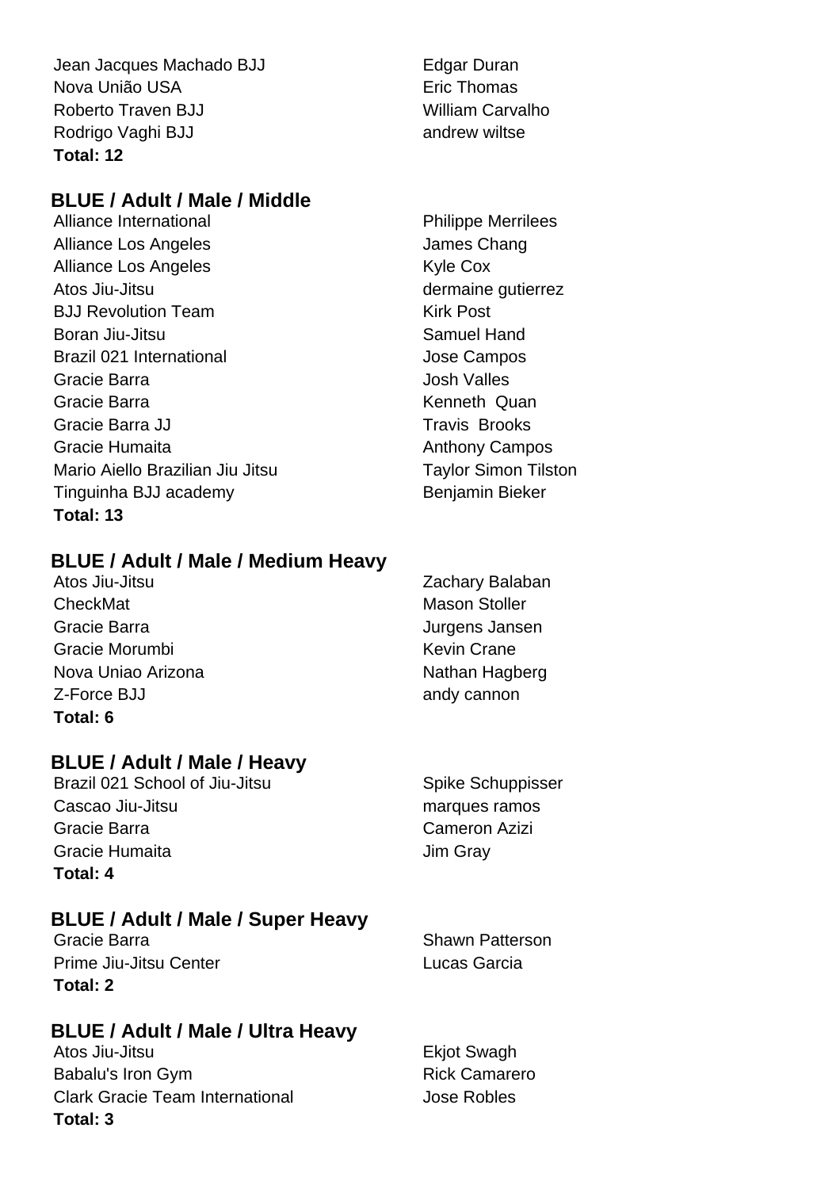| | |
|---|---|
| Jean Jacques Machado BJJ | Edgar Duran |
| Nova União USA | Eric Thomas |
| Roberto Traven BJJ | William Carvalho |
| Rodrigo Vaghi BJJ | andrew wiltse |

**Total: 12**

## BLUE / Adult / Male / Middle

| | |
|---|---|
| Alliance International | Philippe Merrilees |
| Alliance Los Angeles | James Chang |
| Alliance Los Angeles | Kyle Cox |
| Atos Jiu-Jitsu | dermaine gutierrez |
| BJJ Revolution Team | Kirk Post |
| Boran Jiu-Jitsu | Samuel Hand |
| Brazil 021 International | Jose Campos |
| Gracie Barra | Josh Valles |
| Gracie Barra | Kenneth Quan |
| Gracie Barra JJ | Travis Brooks |
| Gracie Humaita | Anthony Campos |
| Mario Aiello Brazilian Jiu Jitsu | Taylor Simon Tilston |
| Tinguinha BJJ academy | Benjamin Bieker |

**Total: 13**

## BLUE / Adult / Male / Medium Heavy

| | |
|---|---|
| Atos Jiu-Jitsu | Zachary Balaban |
| CheckMat | Mason Stoller |
| Gracie Barra | Jurgens Jansen |
| Gracie Morumbi | Kevin Crane |
| Nova Uniao Arizona | Nathan Hagberg |
| Z-Force BJJ | andy cannon |

**Total: 6**

## BLUE / Adult / Male / Heavy

| | |
|---|---|
| Brazil 021 School of Jiu-Jitsu | Spike Schuppisser |
| Cascao Jiu-Jitsu | marques ramos |
| Gracie Barra | Cameron Azizi |
| Gracie Humaita | Jim Gray |

**Total: 4**

## BLUE / Adult / Male / Super Heavy

| | |
|---|---|
| Gracie Barra | Shawn Patterson |
| Prime Jiu-Jitsu Center | Lucas Garcia |

**Total: 2**

## BLUE / Adult / Male / Ultra Heavy

| | |
|---|---|
| Atos Jiu-Jitsu | Ekjot Swagh |
| Babalu's Iron Gym | Rick Camarero |
| Clark Gracie Team International | Jose Robles |

**Total: 3**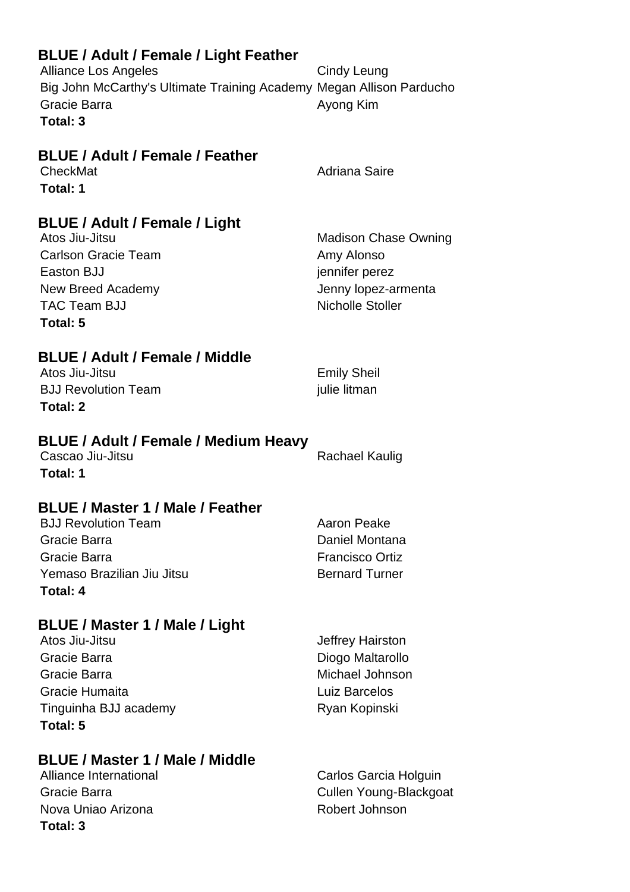### BLUE / Adult / Female / Light Feather

| | |
|---|---|
| Alliance Los Angeles | Cindy Leung |
| Big John McCarthy's Ultimate Training Academy | Megan Allison Parducho |
| Gracie Barra | Ayong Kim |

**Total: 3**

### BLUE / Adult / Female / Feather

| | |
|---|---|
| CheckMat | Adriana Saire |

**Total: 1**

### BLUE / Adult / Female / Light

| | |
|---|---|
| Atos Jiu-Jitsu | Madison Chase Owning |
| Carlson Gracie Team | Amy Alonso |
| Easton BJJ | jennifer perez |
| New Breed Academy | Jenny lopez-armenta |
| TAC Team BJJ | Nicholle Stoller |

**Total: 5**

### BLUE / Adult / Female / Middle

| | |
|---|---|
| Atos Jiu-Jitsu | Emily Sheil |
| BJJ Revolution Team | julie litman |

**Total: 2**

### BLUE / Adult / Female / Medium Heavy

| | |
|---|---|
| Cascao Jiu-Jitsu | Rachael Kaulig |

**Total: 1**

### BLUE / Master 1 / Male / Feather

| | |
|---|---|
| BJJ Revolution Team | Aaron Peake |
| Gracie Barra | Daniel Montana |
| Gracie Barra | Francisco Ortiz |
| Yemaso Brazilian Jiu Jitsu | Bernard Turner |

**Total: 4**

### BLUE / Master 1 / Male / Light

| | |
|---|---|
| Atos Jiu-Jitsu | Jeffrey Hairston |
| Gracie Barra | Diogo Maltarollo |
| Gracie Barra | Michael Johnson |
| Gracie Humaita | Luiz Barcelos |
| Tinguinha BJJ academy | Ryan Kopinski |

**Total: 5**

### BLUE / Master 1 / Male / Middle

| | |
|---|---|
| Alliance International | Carlos Garcia Holguin |
| Gracie Barra | Cullen Young-Blackgoat |
| Nova Uniao Arizona | Robert Johnson |

**Total: 3**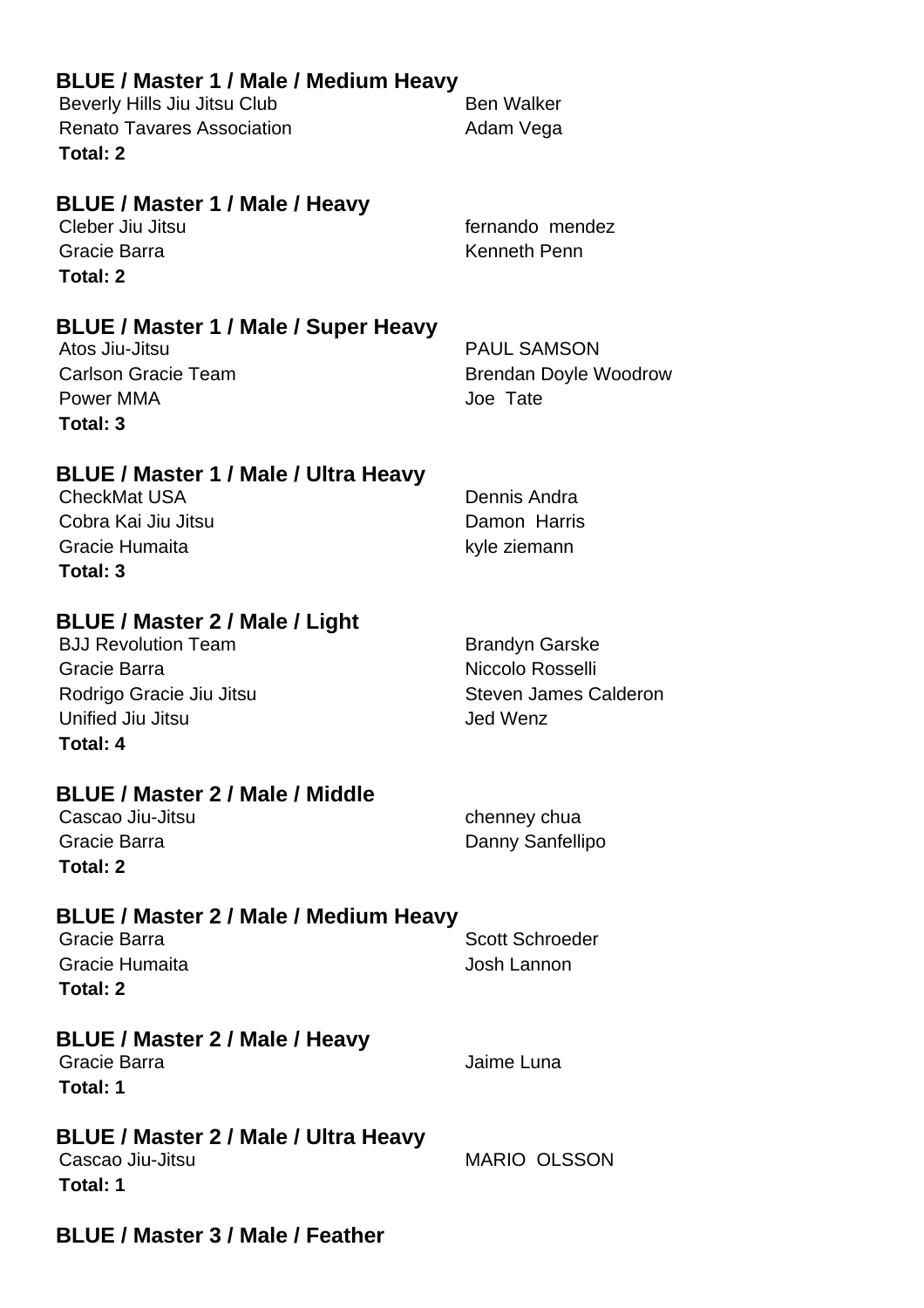### BLUE / Master 1 / Male / Medium Heavy

| | |
|---|---|
| Beverly Hills Jiu Jitsu Club | Ben Walker |
| Renato Tavares Association | Adam Vega |

**Total: 2**

### BLUE / Master 1 / Male / Heavy

| | |
|---|---|
| Cleber Jiu Jitsu | fernando mendez |
| Gracie Barra | Kenneth Penn |

**Total: 2**

### BLUE / Master 1 / Male / Super Heavy

| | |
|---|---|
| Atos Jiu-Jitsu | PAUL SAMSON |
| Carlson Gracie Team | Brendan Doyle Woodrow |
| Power MMA | Joe Tate |

**Total: 3**

### BLUE / Master 1 / Male / Ultra Heavy

| | |
|---|---|
| CheckMat USA | Dennis Andra |
| Cobra Kai Jiu Jitsu | Damon Harris |
| Gracie Humaita | kyle ziemann |

**Total: 3**

### BLUE / Master 2 / Male / Light

| | |
|---|---|
| BJJ Revolution Team | Brandyn Garske |
| Gracie Barra | Niccolo Rosselli |
| Rodrigo Gracie Jiu Jitsu | Steven James Calderon |
| Unified Jiu Jitsu | Jed Wenz |

**Total: 4**

### BLUE / Master 2 / Male / Middle

| | |
|---|---|
| Cascao Jiu-Jitsu | chenney chua |
| Gracie Barra | Danny Sanfellipo |

**Total: 2**

### BLUE / Master 2 / Male / Medium Heavy

| | |
|---|---|
| Gracie Barra | Scott Schroeder |
| Gracie Humaita | Josh Lannon |

**Total: 2**

### BLUE / Master 2 / Male / Heavy

| | |
|---|---|
| Gracie Barra | Jaime Luna |

**Total: 1**

### BLUE / Master 2 / Male / Ultra Heavy

| | |
|---|---|
| Cascao Jiu-Jitsu | MARIO OLSSON |

**Total: 1**

### BLUE / Master 3 / Male / Feather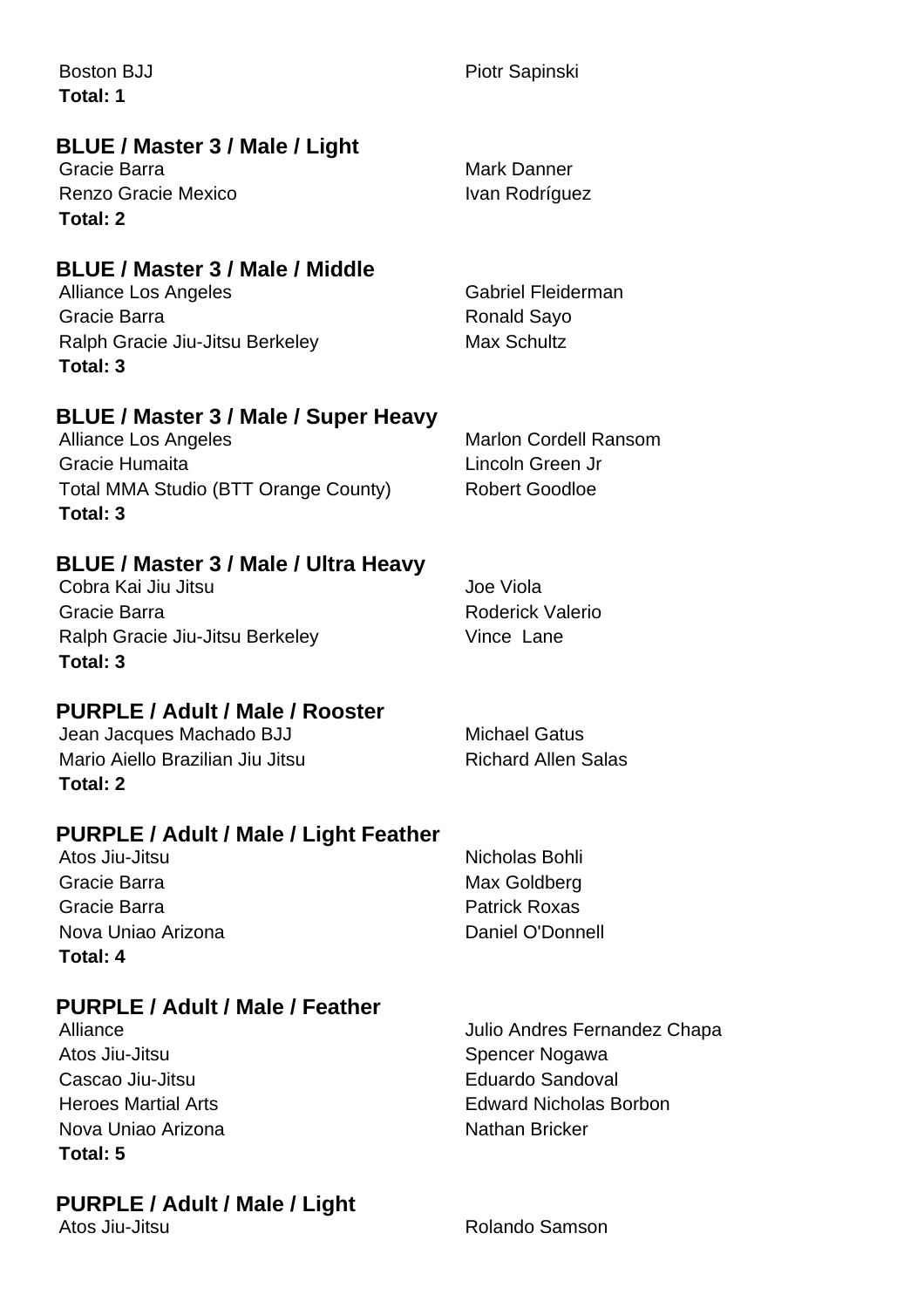| Team | Athlete |
| --- | --- |
| Boston BJJ | Piotr Sapinski |

**Total: 1**

### BLUE / Master 3 / Male / Light

| Team | Athlete |
| --- | --- |
| Gracie Barra | Mark Danner |
| Renzo Gracie Mexico | Ivan Rodríguez |

**Total: 2**

### BLUE / Master 3 / Male / Middle

| Team | Athlete |
| --- | --- |
| Alliance Los Angeles | Gabriel Fleiderman |
| Gracie Barra | Ronald Sayo |
| Ralph Gracie Jiu-Jitsu Berkeley | Max Schultz |

**Total: 3**

### BLUE / Master 3 / Male / Super Heavy

| Team | Athlete |
| --- | --- |
| Alliance Los Angeles | Marlon Cordell Ransom |
| Gracie Humaita | Lincoln Green Jr |
| Total MMA Studio (BTT Orange County) | Robert Goodloe |

**Total: 3**

### BLUE / Master 3 / Male / Ultra Heavy

| Team | Athlete |
| --- | --- |
| Cobra Kai Jiu Jitsu | Joe Viola |
| Gracie Barra | Roderick Valerio |
| Ralph Gracie Jiu-Jitsu Berkeley | Vince Lane |

**Total: 3**

### PURPLE / Adult / Male / Rooster

| Team | Athlete |
| --- | --- |
| Jean Jacques Machado BJJ | Michael Gatus |
| Mario Aiello Brazilian Jiu Jitsu | Richard Allen Salas |

**Total: 2**

### PURPLE / Adult / Male / Light Feather

| Team | Athlete |
| --- | --- |
| Atos Jiu-Jitsu | Nicholas Bohli |
| Gracie Barra | Max Goldberg |
| Gracie Barra | Patrick Roxas |
| Nova Uniao Arizona | Daniel O'Donnell |

**Total: 4**

### PURPLE / Adult / Male / Feather

| Team | Athlete |
| --- | --- |
| Alliance | Julio Andres Fernandez Chapa |
| Atos Jiu-Jitsu | Spencer Nogawa |
| Cascao Jiu-Jitsu | Eduardo Sandoval |
| Heroes Martial Arts | Edward Nicholas Borbon |
| Nova Uniao Arizona | Nathan Bricker |

**Total: 5**

### PURPLE / Adult / Male / Light

| Team | Athlete |
| --- | --- |
| Atos Jiu-Jitsu | Rolando Samson |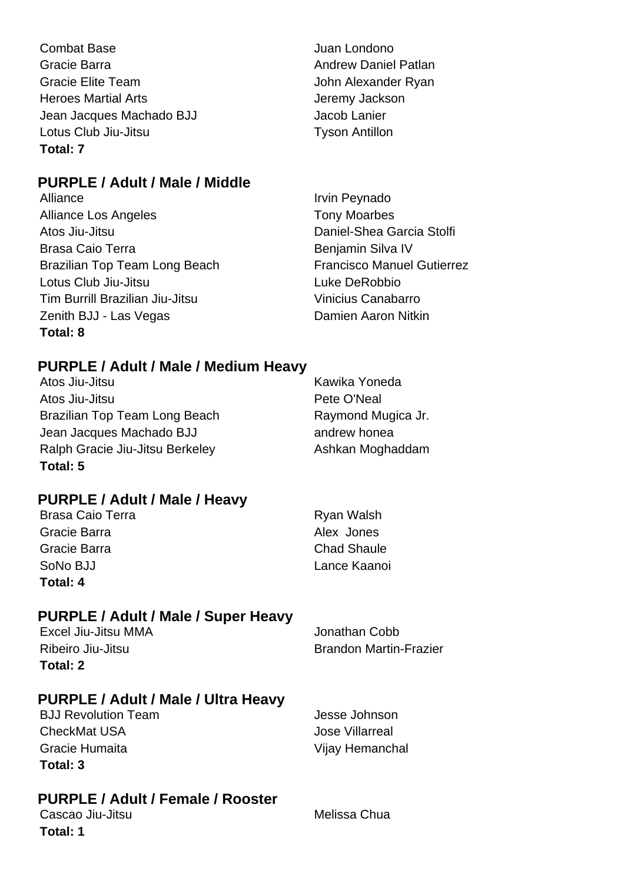| | |
|---|---|
| Combat Base | Juan Londono |
| Gracie Barra | Andrew Daniel Patlan |
| Gracie Elite Team | John Alexander Ryan |
| Heroes Martial Arts | Jeremy Jackson |
| Jean Jacques Machado BJJ | Jacob Lanier |
| Lotus Club Jiu-Jitsu | Tyson Antillon |

**Total: 7**

### PURPLE / Adult / Male / Middle

| | |
|---|---|
| Alliance | Irvin Peynado |
| Alliance Los Angeles | Tony Moarbes |
| Atos Jiu-Jitsu | Daniel-Shea Garcia Stolfi |
| Brasa Caio Terra | Benjamin Silva IV |
| Brazilian Top Team Long Beach | Francisco Manuel Gutierrez |
| Lotus Club Jiu-Jitsu | Luke DeRobbio |
| Tim Burrill Brazilian Jiu-Jitsu | Vinicius Canabarro |
| Zenith BJJ - Las Vegas | Damien Aaron Nitkin |

**Total: 8**

### PURPLE / Adult / Male / Medium Heavy

| | |
|---|---|
| Atos Jiu-Jitsu | Kawika Yoneda |
| Atos Jiu-Jitsu | Pete O'Neal |
| Brazilian Top Team Long Beach | Raymond Mugica Jr. |
| Jean Jacques Machado BJJ | andrew honea |
| Ralph Gracie Jiu-Jitsu Berkeley | Ashkan Moghaddam |

**Total: 5**

### PURPLE / Adult / Male / Heavy

| | |
|---|---|
| Brasa Caio Terra | Ryan Walsh |
| Gracie Barra | Alex Jones |
| Gracie Barra | Chad Shaule |
| SoNo BJJ | Lance Kaanoi |

**Total: 4**

### PURPLE / Adult / Male / Super Heavy

| | |
|---|---|
| Excel Jiu-Jitsu MMA | Jonathan Cobb |
| Ribeiro Jiu-Jitsu | Brandon Martin-Frazier |

**Total: 2**

### PURPLE / Adult / Male / Ultra Heavy

| | |
|---|---|
| BJJ Revolution Team | Jesse Johnson |
| CheckMat USA | Jose Villarreal |
| Gracie Humaita | Vijay Hemanchal |

**Total: 3**

### PURPLE / Adult / Female / Rooster

| | |
|---|---|
| Cascao Jiu-Jitsu | Melissa Chua |

**Total: 1**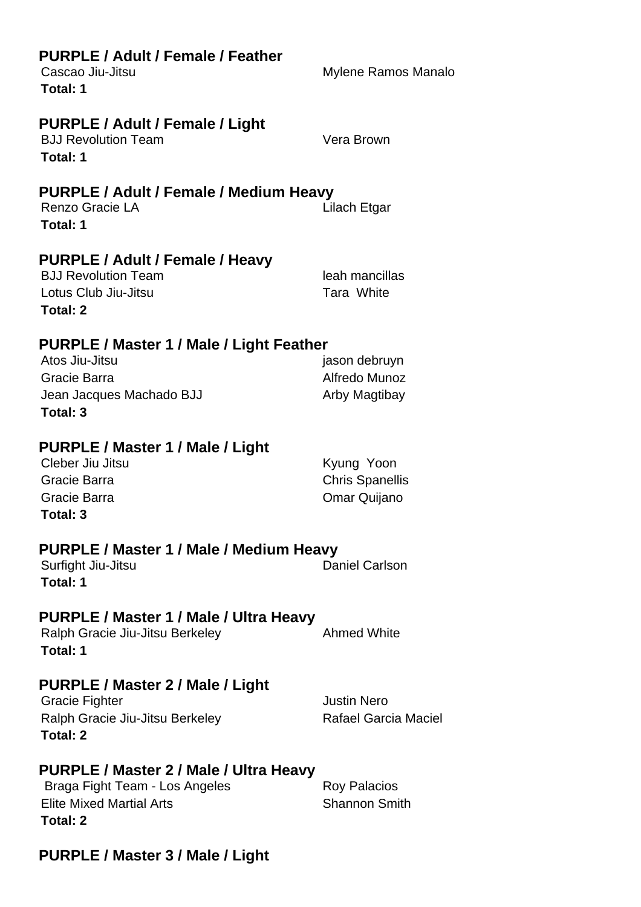### PURPLE / Adult / Female / Feather

| | |
|---|---|
| Cascao Jiu-Jitsu | Mylene Ramos Manalo |

**Total: 1**

### PURPLE / Adult / Female / Light

| | |
|---|---|
| BJJ Revolution Team | Vera Brown |

**Total: 1**

### PURPLE / Adult / Female / Medium Heavy

| | |
|---|---|
| Renzo Gracie LA | Lilach Etgar |

**Total: 1**

### PURPLE / Adult / Female / Heavy

| | |
|---|---|
| BJJ Revolution Team | leah mancillas |
| Lotus Club Jiu-Jitsu | Tara White |

**Total: 2**

### PURPLE / Master 1 / Male / Light Feather

| | |
|---|---|
| Atos Jiu-Jitsu | jason debruyn |
| Gracie Barra | Alfredo Munoz |
| Jean Jacques Machado BJJ | Arby Magtibay |

**Total: 3**

### PURPLE / Master 1 / Male / Light

| | |
|---|---|
| Cleber Jiu Jitsu | Kyung Yoon |
| Gracie Barra | Chris Spanellis |
| Gracie Barra | Omar Quijano |

**Total: 3**

### PURPLE / Master 1 / Male / Medium Heavy

| | |
|---|---|
| Surfight Jiu-Jitsu | Daniel Carlson |

**Total: 1**

### PURPLE / Master 1 / Male / Ultra Heavy

| | |
|---|---|
| Ralph Gracie Jiu-Jitsu Berkeley | Ahmed White |

**Total: 1**

### PURPLE / Master 2 / Male / Light

| | |
|---|---|
| Gracie Fighter | Justin Nero |
| Ralph Gracie Jiu-Jitsu Berkeley | Rafael Garcia Maciel |

**Total: 2**

### PURPLE / Master 2 / Male / Ultra Heavy

| | |
|---|---|
| Braga Fight Team - Los Angeles | Roy Palacios |
| Elite Mixed Martial Arts | Shannon Smith |

**Total: 2**

### PURPLE / Master 3 / Male / Light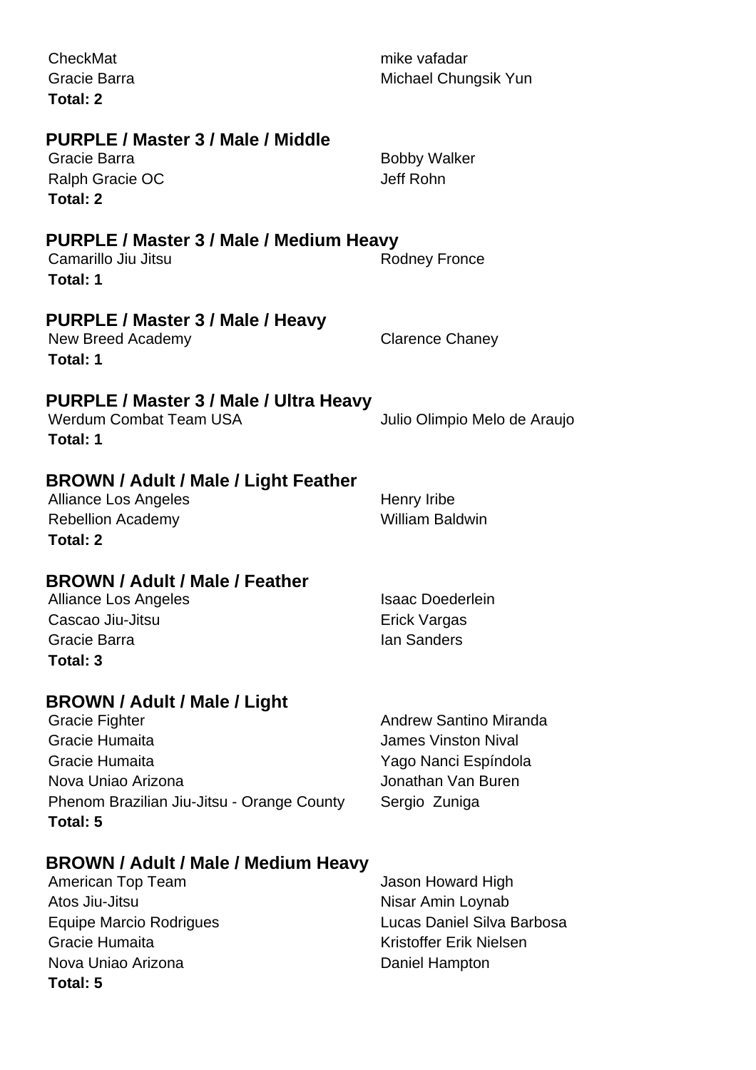| | |
|---|---|
| CheckMat | mike vafadar |
| Gracie Barra | Michael Chungsik Yun |

**Total: 2**

### PURPLE / Master 3 / Male / Middle

| | |
|---|---|
| Gracie Barra | Bobby Walker |
| Ralph Gracie OC | Jeff Rohn |

**Total: 2**

### PURPLE / Master 3 / Male / Medium Heavy

| | |
|---|---|
| Camarillo Jiu Jitsu | Rodney Fronce |

**Total: 1**

### PURPLE / Master 3 / Male / Heavy

| | |
|---|---|
| New Breed Academy | Clarence Chaney |

**Total: 1**

### PURPLE / Master 3 / Male / Ultra Heavy

| | |
|---|---|
| Werdum Combat Team USA | Julio Olimpio Melo de Araujo |

**Total: 1**

### BROWN / Adult / Male / Light Feather

| | |
|---|---|
| Alliance Los Angeles | Henry Iribe |
| Rebellion Academy | William Baldwin |

**Total: 2**

### BROWN / Adult / Male / Feather

| | |
|---|---|
| Alliance Los Angeles | Isaac Doederlein |
| Cascao Jiu-Jitsu | Erick Vargas |
| Gracie Barra | Ian Sanders |

**Total: 3**

### BROWN / Adult / Male / Light

| | |
|---|---|
| Gracie Fighter | Andrew Santino Miranda |
| Gracie Humaita | James Vinston Nival |
| Gracie Humaita | Yago Nanci Espíndola |
| Nova Uniao Arizona | Jonathan Van Buren |
| Phenom Brazilian Jiu-Jitsu - Orange County | Sergio Zuniga |

**Total: 5**

### BROWN / Adult / Male / Medium Heavy

| | |
|---|---|
| American Top Team | Jason Howard High |
| Atos Jiu-Jitsu | Nisar Amin Loynab |
| Equipe Marcio Rodrigues | Lucas Daniel Silva Barbosa |
| Gracie Humaita | Kristoffer Erik Nielsen |
| Nova Uniao Arizona | Daniel Hampton |

**Total: 5**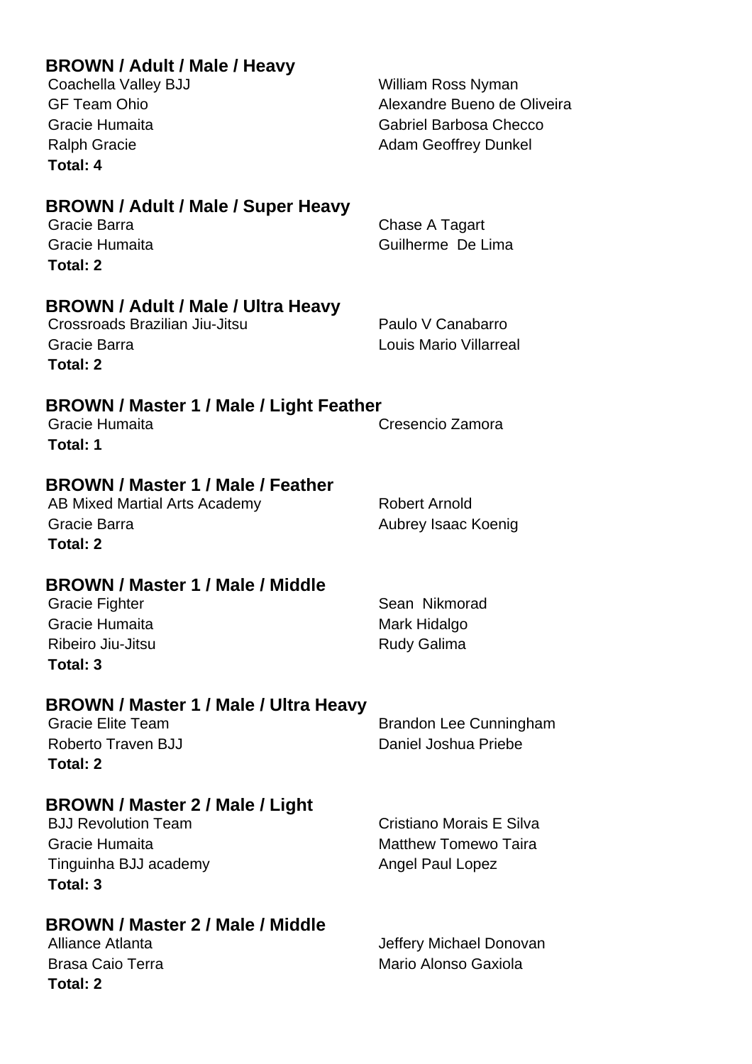### BROWN / Adult / Male / Heavy

| | |
|---|---|
| Coachella Valley BJJ | William Ross Nyman |
| GF Team Ohio | Alexandre Bueno de Oliveira |
| Gracie Humaita | Gabriel Barbosa Checco |
| Ralph Gracie | Adam Geoffrey Dunkel |

**Total: 4**

### BROWN / Adult / Male / Super Heavy

| | |
|---|---|
| Gracie Barra | Chase A Tagart |
| Gracie Humaita | Guilherme De Lima |

**Total: 2**

### BROWN / Adult / Male / Ultra Heavy

| | |
|---|---|
| Crossroads Brazilian Jiu-Jitsu | Paulo V Canabarro |
| Gracie Barra | Louis Mario Villarreal |

**Total: 2**

### BROWN / Master 1 / Male / Light Feather

| | |
|---|---|
| Gracie Humaita | Cresencio Zamora |

**Total: 1**

### BROWN / Master 1 / Male / Feather

| | |
|---|---|
| AB Mixed Martial Arts Academy | Robert Arnold |
| Gracie Barra | Aubrey Isaac Koenig |

**Total: 2**

### BROWN / Master 1 / Male / Middle

| | |
|---|---|
| Gracie Fighter | Sean Nikmorad |
| Gracie Humaita | Mark Hidalgo |
| Ribeiro Jiu-Jitsu | Rudy Galima |

**Total: 3**

### BROWN / Master 1 / Male / Ultra Heavy

| | |
|---|---|
| Gracie Elite Team | Brandon Lee Cunningham |
| Roberto Traven BJJ | Daniel Joshua Priebe |

**Total: 2**

### BROWN / Master 2 / Male / Light

| | |
|---|---|
| BJJ Revolution Team | Cristiano Morais E Silva |
| Gracie Humaita | Matthew Tomewo Taira |
| Tinguinha BJJ academy | Angel Paul Lopez |

**Total: 3**

### BROWN / Master 2 / Male / Middle

| | |
|---|---|
| Alliance Atlanta | Jeffery Michael Donovan |
| Brasa Caio Terra | Mario Alonso Gaxiola |

**Total: 2**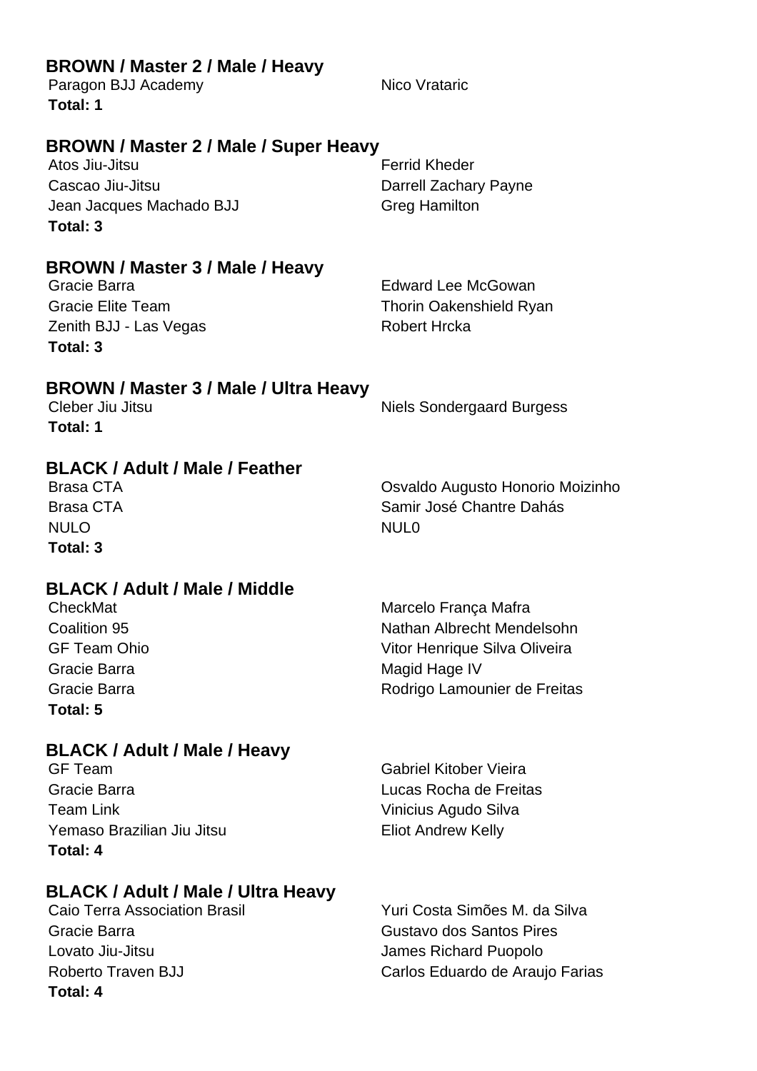### BROWN / Master 2 / Male / Heavy

| | |
|---|---|
| Paragon BJJ Academy | Nico Vrataric |

**Total: 1**

### BROWN / Master 2 / Male / Super Heavy

| | |
|---|---|
| Atos Jiu-Jitsu | Ferrid Kheder |
| Cascao Jiu-Jitsu | Darrell Zachary Payne |
| Jean Jacques Machado BJJ | Greg Hamilton |

**Total: 3**

### BROWN / Master 3 / Male / Heavy

| | |
|---|---|
| Gracie Barra | Edward Lee McGowan |
| Gracie Elite Team | Thorin Oakenshield Ryan |
| Zenith BJJ - Las Vegas | Robert Hrcka |

**Total: 3**

### BROWN / Master 3 / Male / Ultra Heavy

| | |
|---|---|
| Cleber Jiu Jitsu | Niels Sondergaard Burgess |

**Total: 1**

### BLACK / Adult / Male / Feather

| | |
|---|---|
| Brasa CTA | Osvaldo Augusto Honorio Moizinho |
| Brasa CTA | Samir José Chantre Dahás |
| NULO | NUL0 |

**Total: 3**

### BLACK / Adult / Male / Middle

| | |
|---|---|
| CheckMat | Marcelo França Mafra |
| Coalition 95 | Nathan Albrecht Mendelsohn |
| GF Team Ohio | Vitor Henrique Silva Oliveira |
| Gracie Barra | Magid Hage IV |
| Gracie Barra | Rodrigo Lamounier de Freitas |

**Total: 5**

### BLACK / Adult / Male / Heavy

| | |
|---|---|
| GF Team | Gabriel Kitober Vieira |
| Gracie Barra | Lucas Rocha de Freitas |
| Team Link | Vinicius Agudo Silva |
| Yemaso Brazilian Jiu Jitsu | Eliot Andrew Kelly |

**Total: 4**

### BLACK / Adult / Male / Ultra Heavy

| | |
|---|---|
| Caio Terra Association Brasil | Yuri Costa Simões M. da Silva |
| Gracie Barra | Gustavo dos Santos Pires |
| Lovato Jiu-Jitsu | James Richard Puopolo |
| Roberto Traven BJJ | Carlos Eduardo de Araujo Farias |

**Total: 4**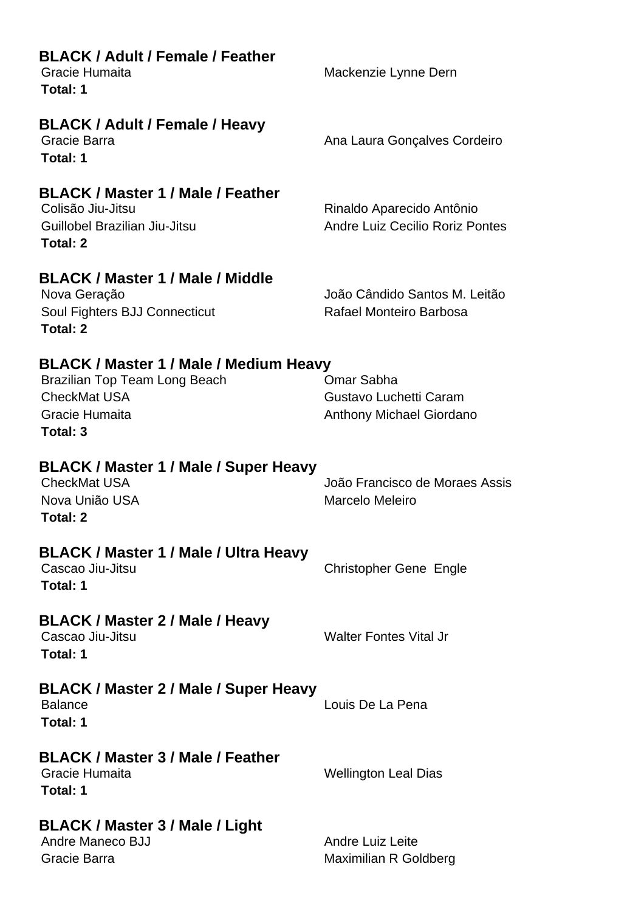### BLACK / Adult / Female / Feather

| | |
|---|---|
| Gracie Humaita | Mackenzie Lynne Dern |

**Total: 1**

### BLACK / Adult / Female / Heavy

| | |
|---|---|
| Gracie Barra | Ana Laura Gonçalves Cordeiro |

**Total: 1**

### BLACK / Master 1 / Male / Feather

| | |
|---|---|
| Colisão Jiu-Jitsu | Rinaldo Aparecido Antônio |
| Guillobel Brazilian Jiu-Jitsu | Andre Luiz Cecilio Roriz Pontes |

**Total: 2**

### BLACK / Master 1 / Male / Middle

| | |
|---|---|
| Nova Geração | João Cândido Santos M. Leitão |
| Soul Fighters BJJ Connecticut | Rafael Monteiro Barbosa |

**Total: 2**

### BLACK / Master 1 / Male / Medium Heavy

| | |
|---|---|
| Brazilian Top Team Long Beach | Omar Sabha |
| CheckMat USA | Gustavo Luchetti Caram |
| Gracie Humaita | Anthony Michael Giordano |

**Total: 3**

### BLACK / Master 1 / Male / Super Heavy

| | |
|---|---|
| CheckMat USA | João Francisco de Moraes Assis |
| Nova União USA | Marcelo Meleiro |

**Total: 2**

### BLACK / Master 1 / Male / Ultra Heavy

| | |
|---|---|
| Cascao Jiu-Jitsu | Christopher Gene Engle |

**Total: 1**

### BLACK / Master 2 / Male / Heavy

| | |
|---|---|
| Cascao Jiu-Jitsu | Walter Fontes Vital Jr |

**Total: 1**

### BLACK / Master 2 / Male / Super Heavy

| | |
|---|---|
| Balance | Louis De La Pena |

**Total: 1**

### BLACK / Master 3 / Male / Feather

| | |
|---|---|
| Gracie Humaita | Wellington Leal Dias |

**Total: 1**

### BLACK / Master 3 / Male / Light

| | |
|---|---|
| Andre Maneco BJJ | Andre Luiz Leite |
| Gracie Barra | Maximilian R Goldberg |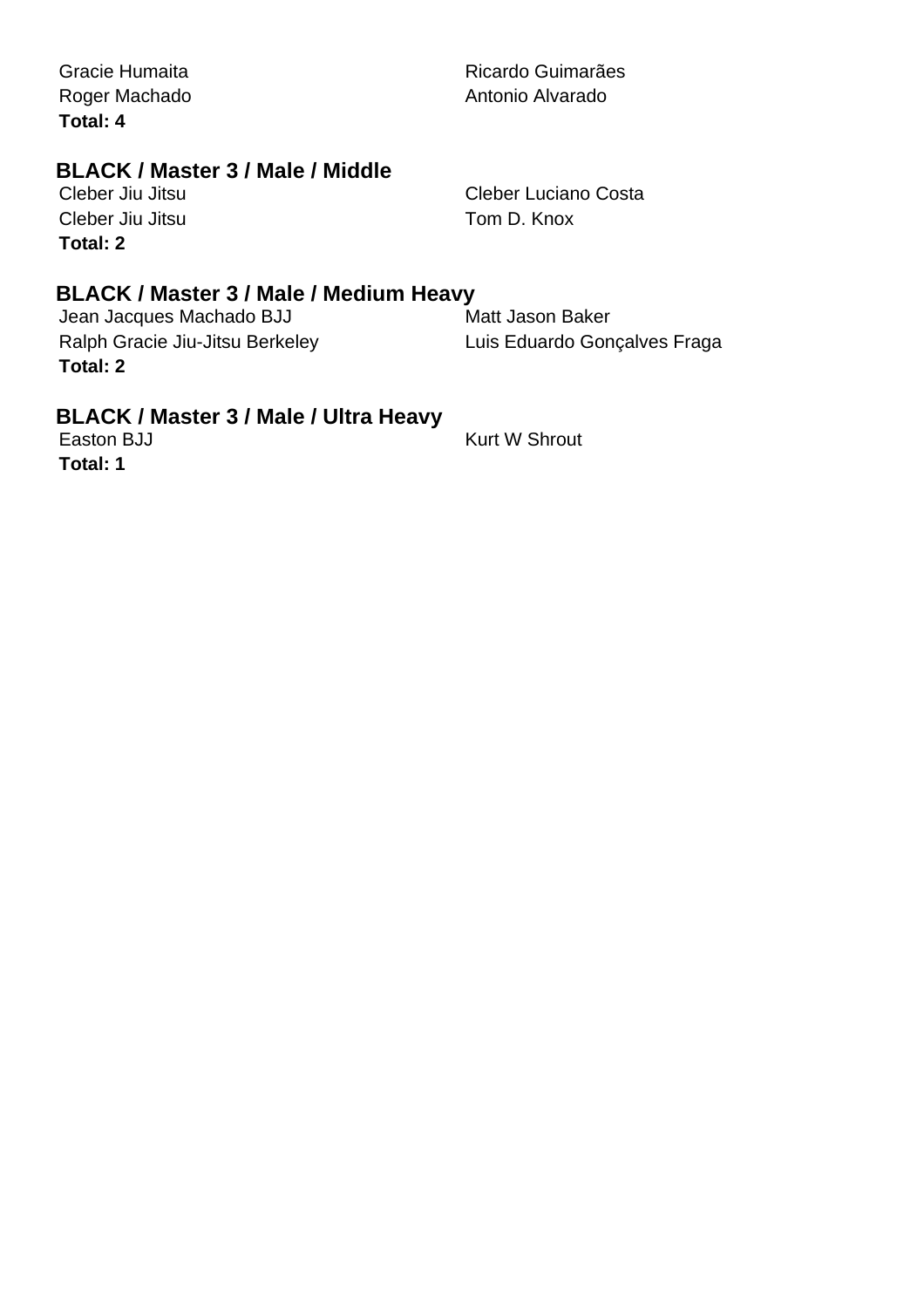| | |
|---|---|
| Gracie Humaita | Ricardo Guimarães |
| Roger Machado | Antonio Alvarado |

**Total: 4**

### BLACK / Master 3 / Male / Middle

| | |
|---|---|
| Cleber Jiu Jitsu | Cleber Luciano Costa |
| Cleber Jiu Jitsu | Tom D. Knox |

**Total: 2**

### BLACK / Master 3 / Male / Medium Heavy

| | |
|---|---|
| Jean Jacques Machado BJJ | Matt Jason Baker |
| Ralph Gracie Jiu-Jitsu Berkeley | Luis Eduardo Gonçalves Fraga |

**Total: 2**

### BLACK / Master 3 / Male / Ultra Heavy

| | |
|---|---|
| Easton BJJ | Kurt W Shrout |

**Total: 1**